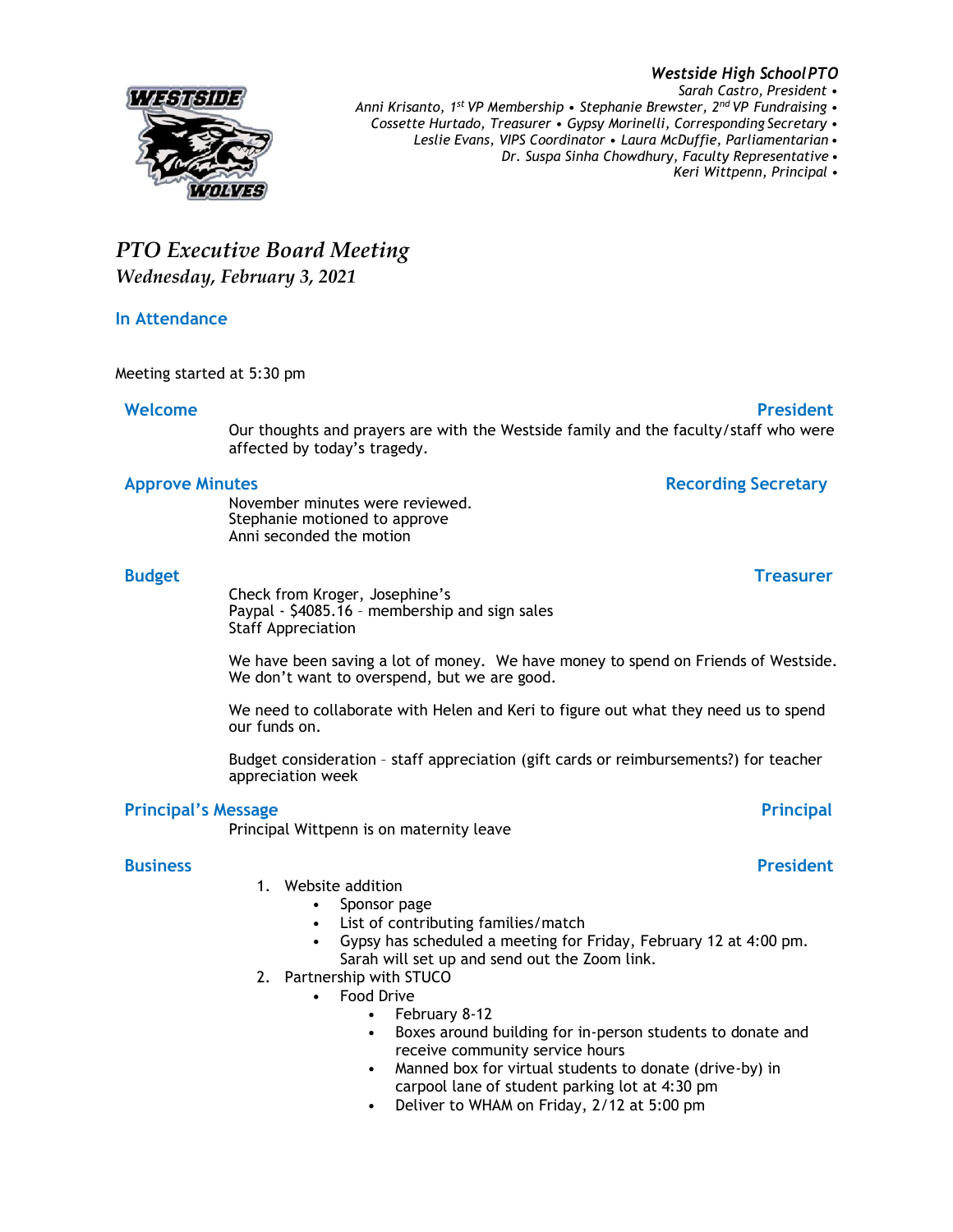***Westside High School PTO***
*Sarah Castro, President •*
*Anni Krisanto, 1st VP Membership • Stephanie Brewster, 2nd VP Fundraising •*
*Cossette Hurtado, Treasurer • Gypsy Morinelli, Corresponding Secretary •*
*Leslie Evans, VIPS Coordinator • Laura McDuffie, Parliamentarian •*
*Dr. Suspa Sinha Chowdhury, Faculty Representative •*
*Keri Wittpenn, Principal •*

# *PTO Executive Board Meeting*

## *Wednesday, February 3, 2021*

### In Attendance

Meeting started at 5:30 pm

### Welcome — President

Our thoughts and prayers are with the Westside family and the faculty/staff who were affected by today's tragedy.

### Approve Minutes — Recording Secretary

November minutes were reviewed.
Stephanie motioned to approve
Anni seconded the motion

### Budget — Treasurer

Check from Kroger, Josephine's
Paypal - $4085.16 – membership and sign sales
Staff Appreciation

We have been saving a lot of money. We have money to spend on Friends of Westside. We don't want to overspend, but we are good.

We need to collaborate with Helen and Keri to figure out what they need us to spend our funds on.

Budget consideration – staff appreciation (gift cards or reimbursements?) for teacher appreciation week

### Principal's Message — Principal

Principal Wittpenn is on maternity leave

### Business — President

1. Website addition
   - Sponsor page
   - List of contributing families/match
   - Gypsy has scheduled a meeting for Friday, February 12 at 4:00 pm. Sarah will set up and send out the Zoom link.
2. Partnership with STUCO
   - Food Drive
     - February 8-12
     - Boxes around building for in-person students to donate and receive community service hours
     - Manned box for virtual students to donate (drive-by) in carpool lane of student parking lot at 4:30 pm
     - Deliver to WHAM on Friday, 2/12 at 5:00 pm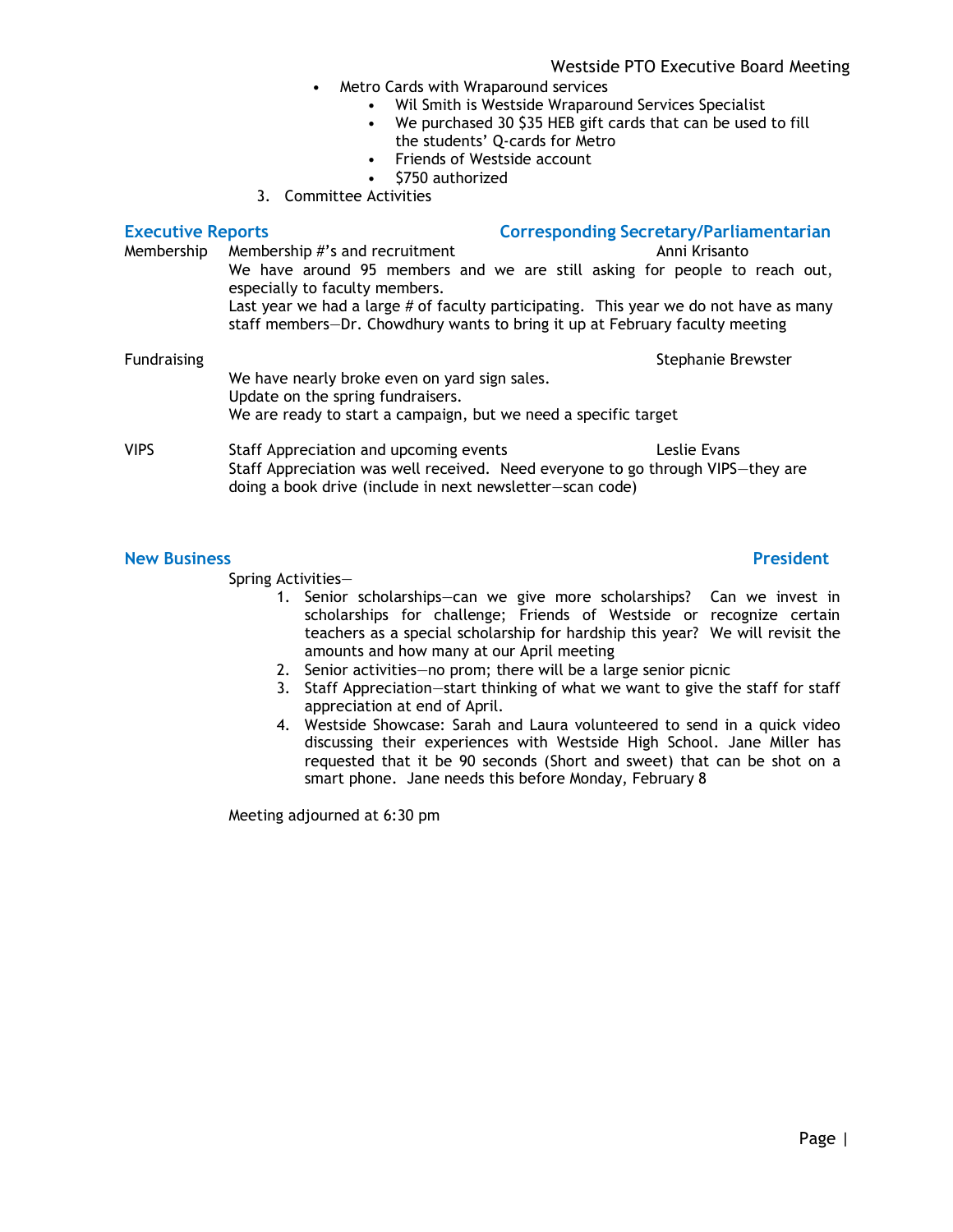- Metro Cards with Wraparound services
  - Wil Smith is Westside Wraparound Services Specialist
  - We purchased 30 $35 HEB gift cards that can be used to fill the students' Q-cards for Metro
  - Friends of Westside account
  - $750 authorized

3. Committee Activities

## Executive Reports — Corresponding Secretary/Parliamentarian

**Membership** — Membership #'s and recruitment — Anni Krisanto

We have around 95 members and we are still asking for people to reach out, especially to faculty members.

Last year we had a large # of faculty participating. This year we do not have as many staff members—Dr. Chowdhury wants to bring it up at February faculty meeting

**Fundraising** — Stephanie Brewster

We have nearly broke even on yard sign sales.

Update on the spring fundraisers.

We are ready to start a campaign, but we need a specific target

**VIPS** — Staff Appreciation and upcoming events — Leslie Evans

Staff Appreciation was well received. Need everyone to go through VIPS—they are doing a book drive (include in next newsletter—scan code)

## New Business — President

Spring Activities—

1. Senior scholarships—can we give more scholarships? Can we invest in scholarships for challenge; Friends of Westside or recognize certain teachers as a special scholarship for hardship this year? We will revisit the amounts and how many at our April meeting
2. Senior activities—no prom; there will be a large senior picnic
3. Staff Appreciation—start thinking of what we want to give the staff for staff appreciation at end of April.
4. Westside Showcase: Sarah and Laura volunteered to send in a quick video discussing their experiences with Westside High School. Jane Miller has requested that it be 90 seconds (Short and sweet) that can be shot on a smart phone. Jane needs this before Monday, February 8

Meeting adjourned at 6:30 pm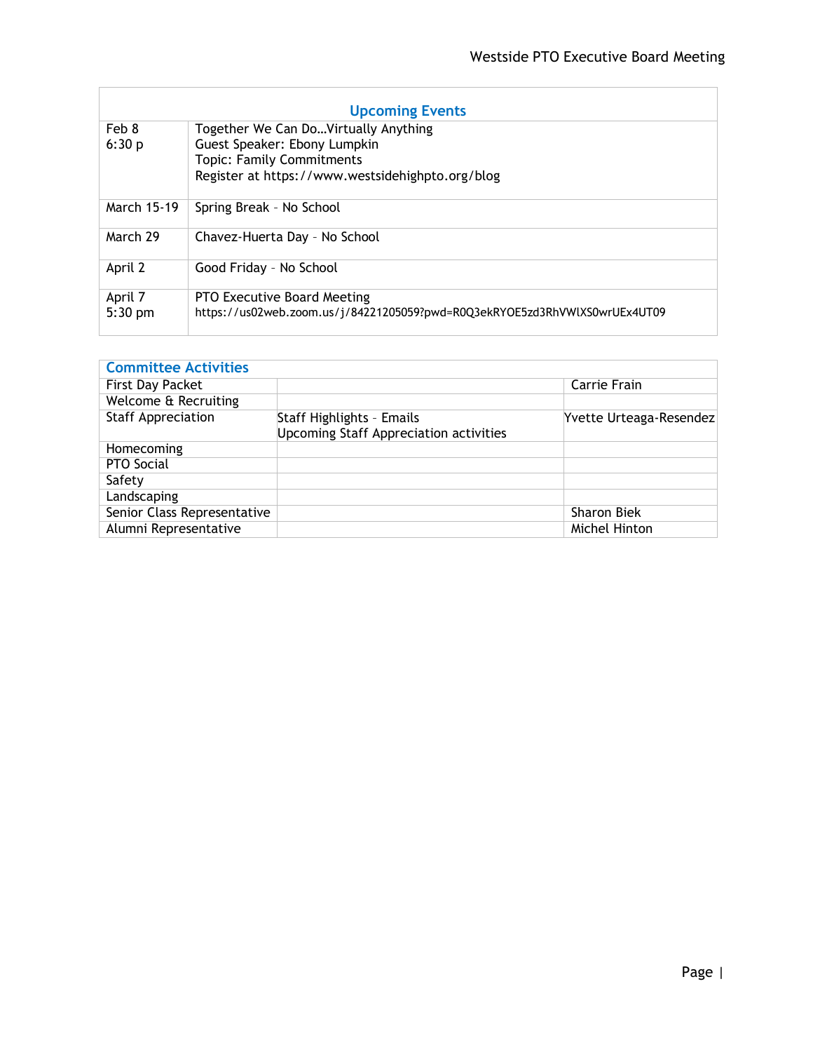| Upcoming Events | |
|---|---|
| Feb 8<br>6:30 p | Together We Can Do…Virtually Anything<br>Guest Speaker: Ebony Lumpkin<br>Topic: Family Commitments<br>Register at https://www.westsidehighpto.org/blog |
| March 15-19 | Spring Break – No School |
| March 29 | Chavez-Huerta Day – No School |
| April 2 | Good Friday – No School |
| April 7<br>5:30 pm | PTO Executive Board Meeting<br>https://us02web.zoom.us/j/84221205059?pwd=R0Q3ekRYOE5zd3RhVWlXS0wrUEx4UT09 |

| Committee Activities | | |
|---|---|---|
| First Day Packet | | Carrie Frain |
| Welcome & Recruiting | | |
| Staff Appreciation | Staff Highlights – Emails<br>Upcoming Staff Appreciation activities | Yvette Urteaga-Resendez |
| Homecoming | | |
| PTO Social | | |
| Safety | | |
| Landscaping | | |
| Senior Class Representative | | Sharon Biek |
| Alumni Representative | | Michel Hinton |